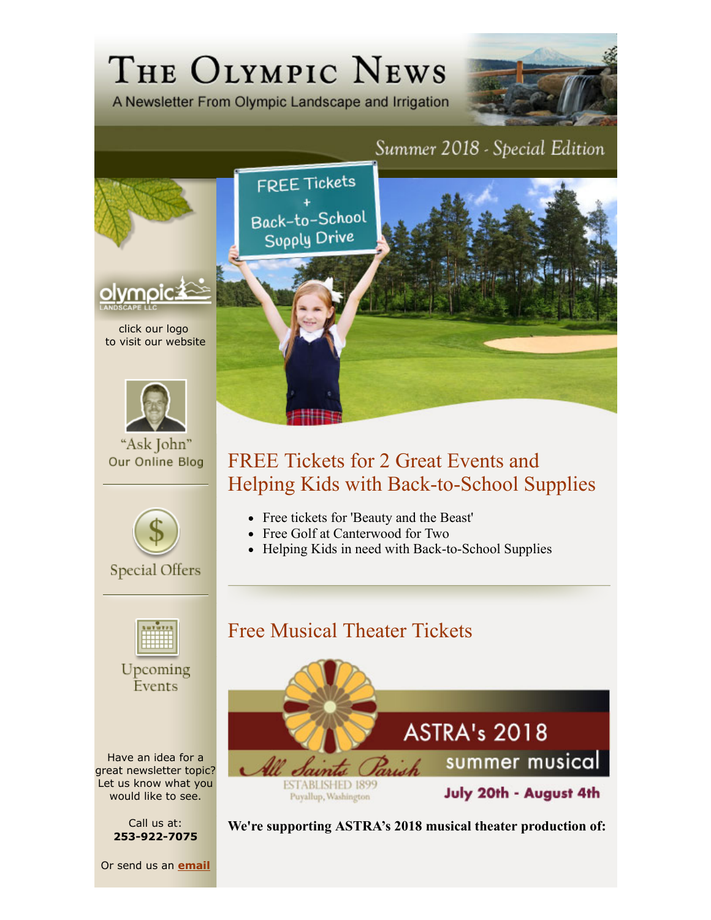# The Olympic News

A Newsletter From Olympic Landscape and Irrigation

Summer 2018 - Special Edition

FREE Tickets + Back-to-School Supply Drive

click our logo to visit our website

"Ask John" Our Online Blog

Special Offers

Upcoming Events

Have an idea for a great newsletter topic? Let us know what you would like to see.

Call us at:
**253-922-7075**

Or send us an **email**

## FREE Tickets for 2 Great Events and Helping Kids with Back-to-School Supplies

- Free tickets for 'Beauty and the Beast'
- Free Golf at Canterwood for Two
- Helping Kids in need with Back-to-School Supplies

---

## Free Musical Theater Tickets

All Saints Parish
ESTABLISHED 1899
Puyallup, Washington

ASTRA's 2018 summer musical

July 20th - August 4th

**We're supporting ASTRA's 2018 musical theater production of:**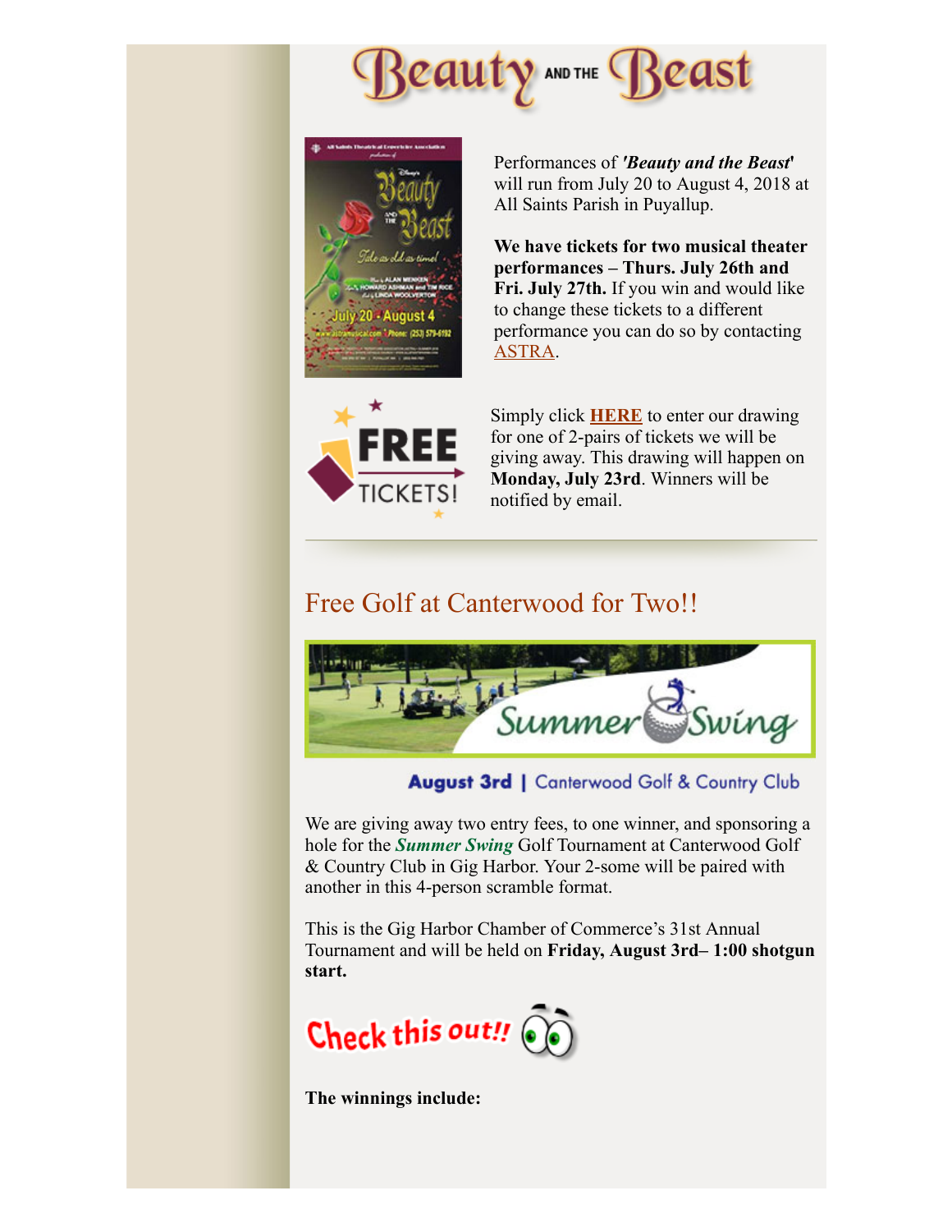# Beauty AND THE Beast

Performances of ***'Beauty and the Beast'*** will run from July 20 to August 4, 2018 at All Saints Parish in Puyallup.

**We have tickets for two musical theater performances – Thurs. July 26th and Fri. July 27th.** If you win and would like to change these tickets to a different performance you can do so by contacting ASTRA.

Simply click **HERE** to enter our drawing for one of 2-pairs of tickets we will be giving away. This drawing will happen on **Monday, July 23rd**. Winners will be notified by email.

---

## Free Golf at Canterwood for Two!!

**August 3rd** | Canterwood Golf & Country Club

We are giving away two entry fees, to one winner, and sponsoring a hole for the ***Summer Swing*** Golf Tournament at Canterwood Golf & Country Club in Gig Harbor. Your 2-some will be paired with another in this 4-person scramble format.

This is the Gig Harbor Chamber of Commerce's 31st Annual Tournament and will be held on **Friday, August 3rd– 1:00 shotgun start.**

Check this out!!

**The winnings include:**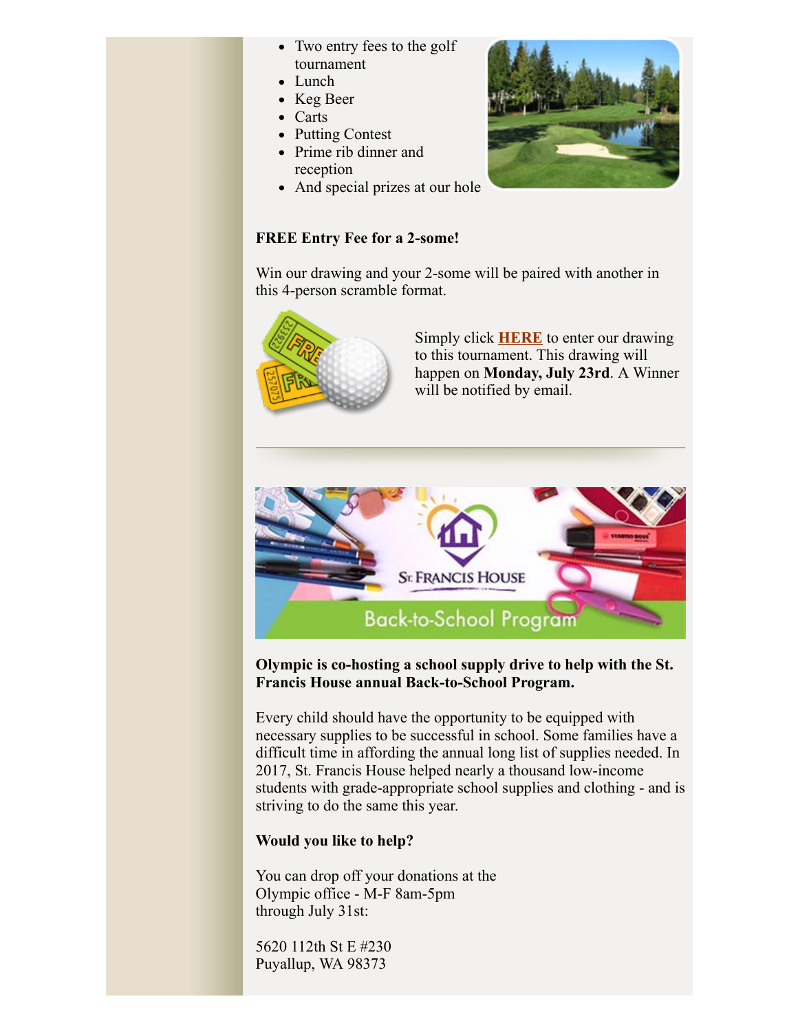- Two entry fees to the golf tournament
- Lunch
- Keg Beer
- Carts
- Putting Contest
- Prime rib dinner and reception
- And special prizes at our hole

**FREE Entry Fee for a 2-some!**

Win our drawing and your 2-some will be paired with another in this 4-person scramble format.

Simply click **HERE** to enter our drawing to this tournament. This drawing will happen on **Monday, July 23rd**. A Winner will be notified by email.

---

**Olympic is co-hosting a school supply drive to help with the St. Francis House annual Back-to-School Program.**

Every child should have the opportunity to be equipped with necessary supplies to be successful in school. Some families have a difficult time in affording the annual long list of supplies needed. In 2017, St. Francis House helped nearly a thousand low-income students with grade-appropriate school supplies and clothing - and is striving to do the same this year.

**Would you like to help?**

You can drop off your donations at the Olympic office - M-F 8am-5pm through July 31st:

5620 112th St E #230
Puyallup, WA 98373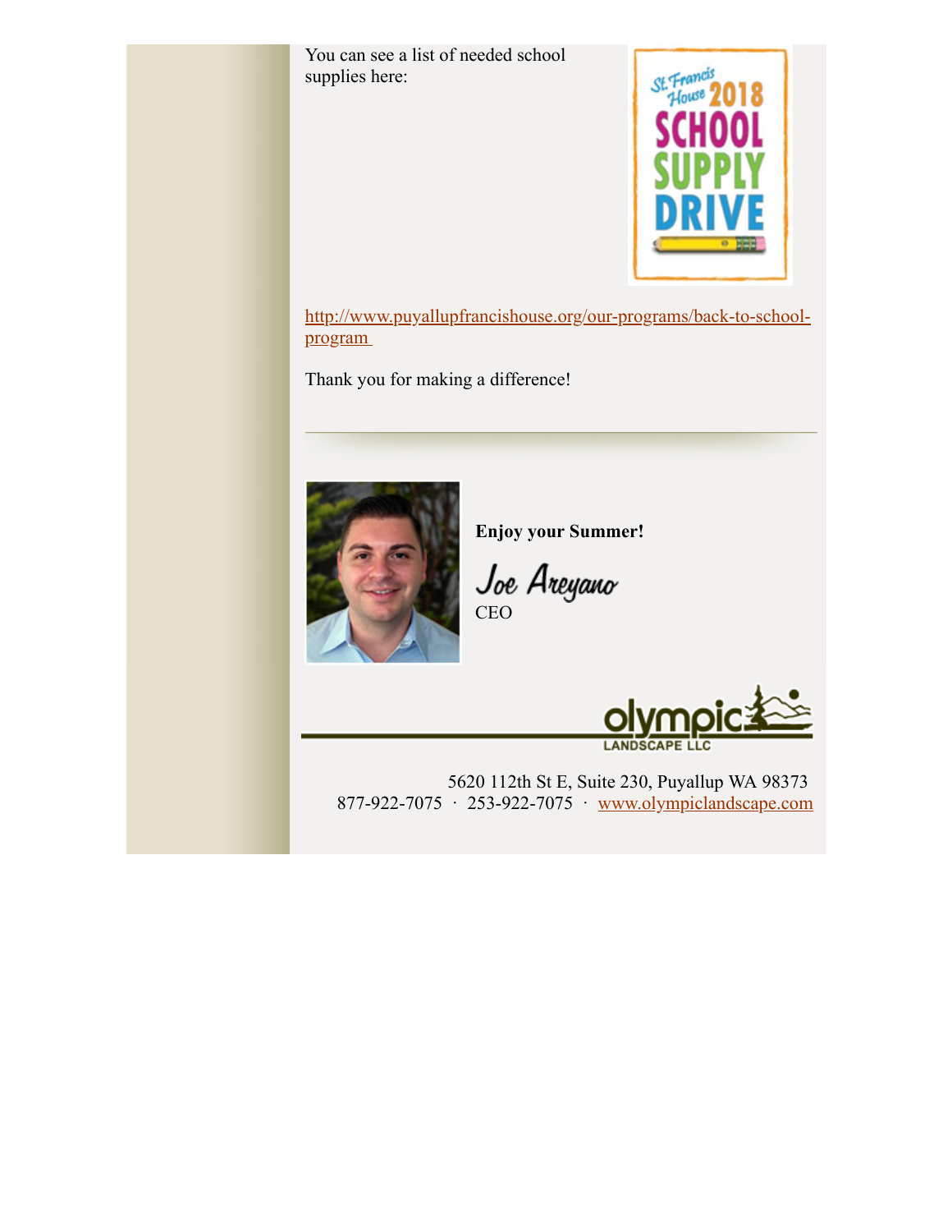You can see a list of needed school supplies here:

http://www.puyallupfrancishouse.org/our-programs/back-to-school-program

Thank you for making a difference!

---

**Enjoy your Summer!**

Joe Areyano
CEO

5620 112th St E, Suite 230, Puyallup WA 98373
877-922-7075 · 253-922-7075 · www.olympiclandscape.com